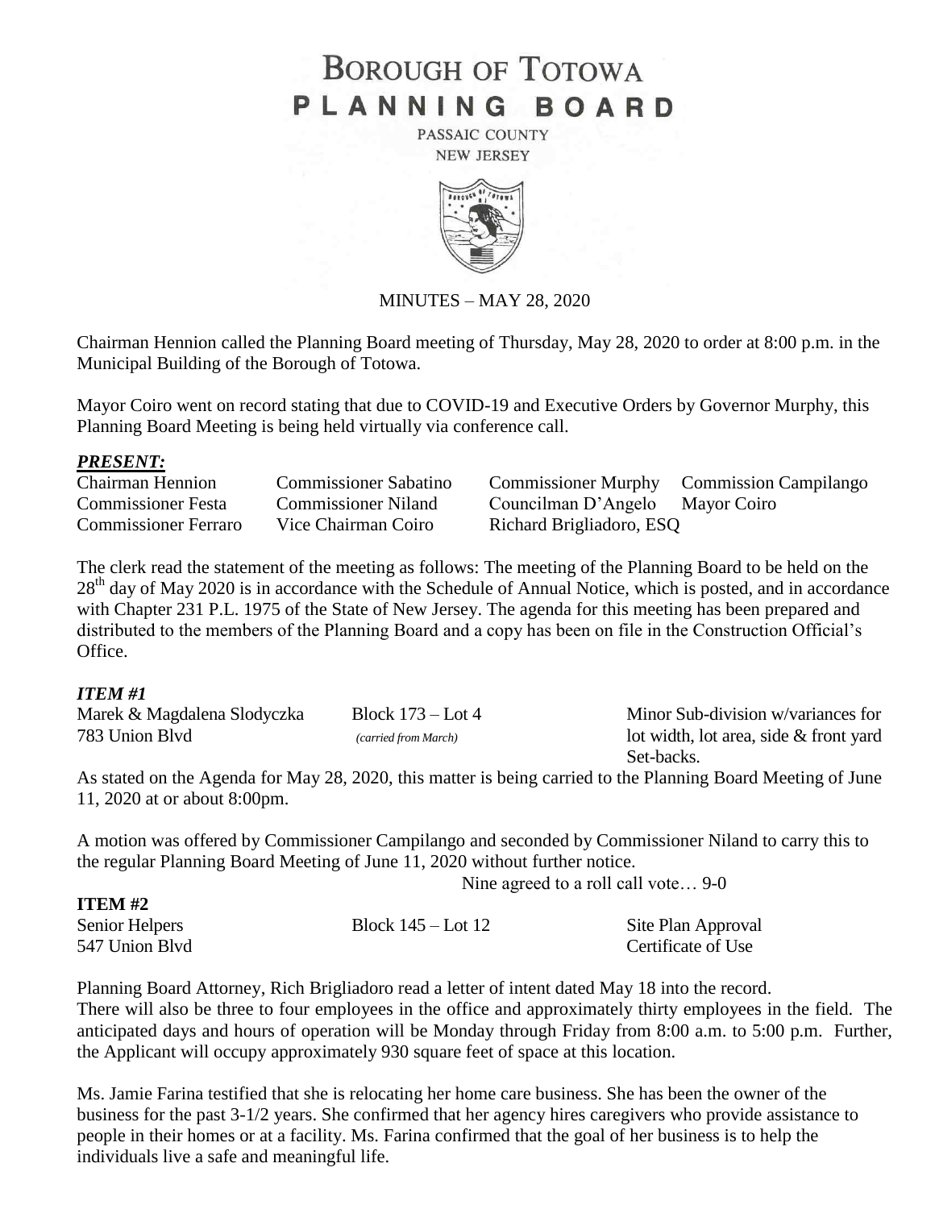# BOROUGH OF TOTOWA PLANNING BOARD

PASSAIC COUNTY
NEW JERSEY

MINUTES – MAY 28, 2020

Chairman Hennion called the Planning Board meeting of Thursday, May 28, 2020 to order at 8:00 p.m. in the Municipal Building of the Borough of Totowa.

Mayor Coiro went on record stating that due to COVID-19 and Executive Orders by Governor Murphy, this Planning Board Meeting is being held virtually via conference call.

***PRESENT:***

| | | | |
|---|---|---|---|
| Chairman Hennion | Commissioner Sabatino | Commissioner Murphy | Commission Campilango |
| Commissioner Festa | Commissioner Niland | Councilman D'Angelo | Mayor Coiro |
| Commissioner Ferraro | Vice Chairman Coiro | Richard Brigliadoro, ESQ | |

The clerk read the statement of the meeting as follows: The meeting of the Planning Board to be held on the 28th day of May 2020 is in accordance with the Schedule of Annual Notice, which is posted, and in accordance with Chapter 231 P.L. 1975 of the State of New Jersey. The agenda for this meeting has been prepared and distributed to the members of the Planning Board and a copy has been on file in the Construction Official's Office.

***ITEM #1***

| | | |
|---|---|---|
| Marek & Magdalena Slodyczka | Block 173 – Lot 4 | Minor Sub-division w/variances for |
| 783 Union Blvd | *(carried from March)* | lot width, lot area, side & front yard Set-backs. |

As stated on the Agenda for May 28, 2020, this matter is being carried to the Planning Board Meeting of June 11, 2020 at or about 8:00pm.

A motion was offered by Commissioner Campilango and seconded by Commissioner Niland to carry this to the regular Planning Board Meeting of June 11, 2020 without further notice.

Nine agreed to a roll call vote… 9-0

**ITEM #2**

| | | |
|---|---|---|
| Senior Helpers | Block 145 – Lot 12 | Site Plan Approval |
| 547 Union Blvd | | Certificate of Use |

Planning Board Attorney, Rich Brigliadoro read a letter of intent dated May 18 into the record. There will also be three to four employees in the office and approximately thirty employees in the field. The anticipated days and hours of operation will be Monday through Friday from 8:00 a.m. to 5:00 p.m. Further, the Applicant will occupy approximately 930 square feet of space at this location.

Ms. Jamie Farina testified that she is relocating her home care business. She has been the owner of the business for the past 3-1/2 years. She confirmed that her agency hires caregivers who provide assistance to people in their homes or at a facility. Ms. Farina confirmed that the goal of her business is to help the individuals live a safe and meaningful life.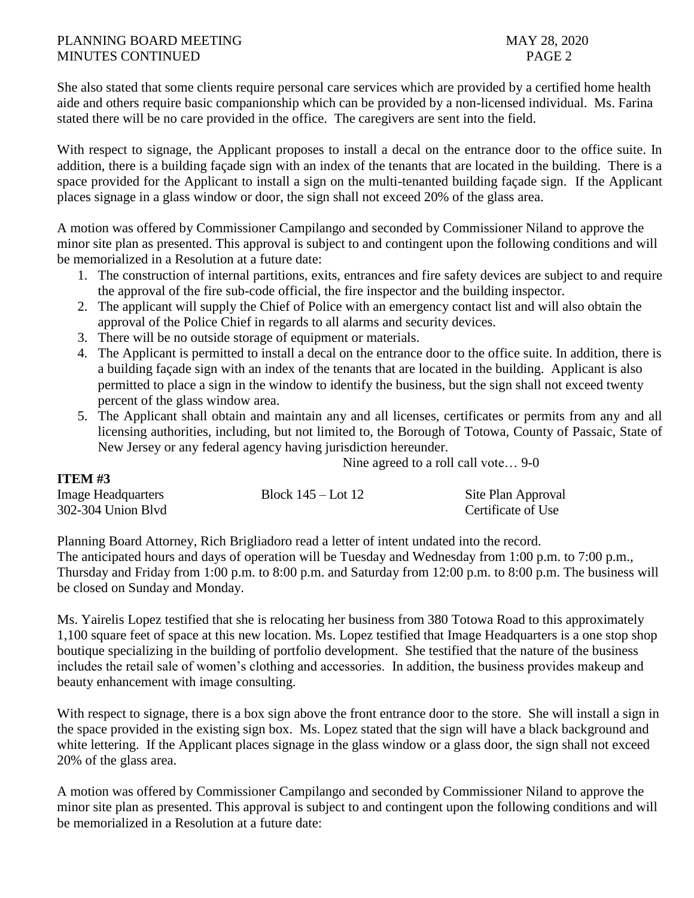She also stated that some clients require personal care services which are provided by a certified home health aide and others require basic companionship which can be provided by a non-licensed individual. Ms. Farina stated there will be no care provided in the office. The caregivers are sent into the field.

With respect to signage, the Applicant proposes to install a decal on the entrance door to the office suite. In addition, there is a building façade sign with an index of the tenants that are located in the building. There is a space provided for the Applicant to install a sign on the multi-tenanted building façade sign. If the Applicant places signage in a glass window or door, the sign shall not exceed 20% of the glass area.

A motion was offered by Commissioner Campilango and seconded by Commissioner Niland to approve the minor site plan as presented. This approval is subject to and contingent upon the following conditions and will be memorialized in a Resolution at a future date:

1. The construction of internal partitions, exits, entrances and fire safety devices are subject to and require the approval of the fire sub-code official, the fire inspector and the building inspector.
2. The applicant will supply the Chief of Police with an emergency contact list and will also obtain the approval of the Police Chief in regards to all alarms and security devices.
3. There will be no outside storage of equipment or materials.
4. The Applicant is permitted to install a decal on the entrance door to the office suite. In addition, there is a building façade sign with an index of the tenants that are located in the building. Applicant is also permitted to place a sign in the window to identify the business, but the sign shall not exceed twenty percent of the glass window area.
5. The Applicant shall obtain and maintain any and all licenses, certificates or permits from any and all licensing authorities, including, but not limited to, the Borough of Totowa, County of Passaic, State of New Jersey or any federal agency having jurisdiction hereunder.

Nine agreed to a roll call vote… 9-0

**ITEM #3**

| Image Headquarters | Block 145 – Lot 12 | Site Plan Approval |
|---|---|---|
| 302-304 Union Blvd | | Certificate of Use |

Planning Board Attorney, Rich Brigliadoro read a letter of intent undated into the record.
The anticipated hours and days of operation will be Tuesday and Wednesday from 1:00 p.m. to 7:00 p.m., Thursday and Friday from 1:00 p.m. to 8:00 p.m. and Saturday from 12:00 p.m. to 8:00 p.m. The business will be closed on Sunday and Monday.

Ms. Yairelis Lopez testified that she is relocating her business from 380 Totowa Road to this approximately 1,100 square feet of space at this new location. Ms. Lopez testified that Image Headquarters is a one stop shop boutique specializing in the building of portfolio development. She testified that the nature of the business includes the retail sale of women's clothing and accessories. In addition, the business provides makeup and beauty enhancement with image consulting.

With respect to signage, there is a box sign above the front entrance door to the store. She will install a sign in the space provided in the existing sign box. Ms. Lopez stated that the sign will have a black background and white lettering. If the Applicant places signage in the glass window or a glass door, the sign shall not exceed 20% of the glass area.

A motion was offered by Commissioner Campilango and seconded by Commissioner Niland to approve the minor site plan as presented. This approval is subject to and contingent upon the following conditions and will be memorialized in a Resolution at a future date: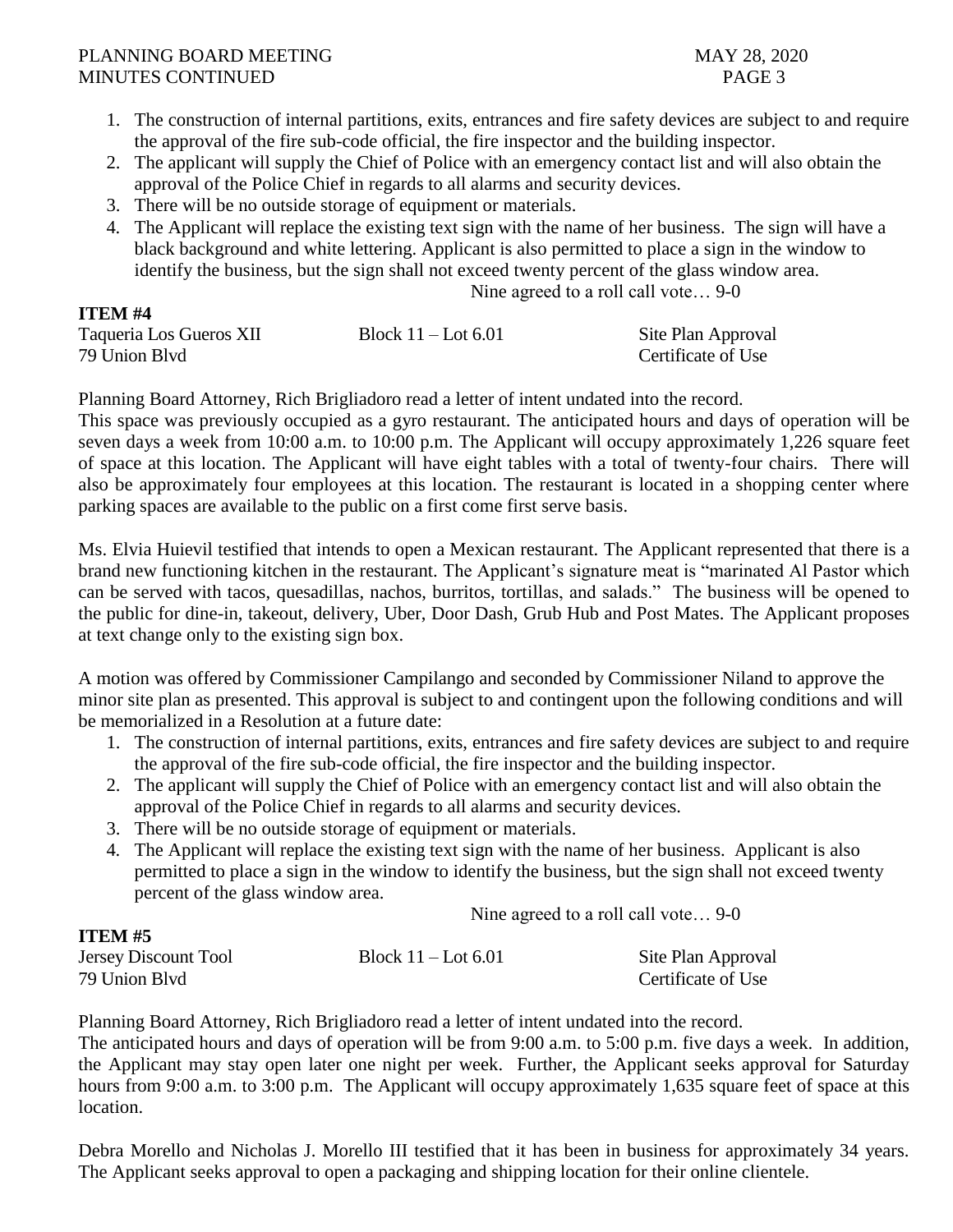1. The construction of internal partitions, exits, entrances and fire safety devices are subject to and require the approval of the fire sub-code official, the fire inspector and the building inspector.
2. The applicant will supply the Chief of Police with an emergency contact list and will also obtain the approval of the Police Chief in regards to all alarms and security devices.
3. There will be no outside storage of equipment or materials.
4. The Applicant will replace the existing text sign with the name of her business. The sign will have a black background and white lettering. Applicant is also permitted to place a sign in the window to identify the business, but the sign shall not exceed twenty percent of the glass window area.

Nine agreed to a roll call vote… 9-0

**ITEM #4**

| | | |
|---|---|---|
| Taqueria Los Gueros XII | Block 11 – Lot 6.01 | Site Plan Approval |
| 79 Union Blvd | | Certificate of Use |

Planning Board Attorney, Rich Brigliadoro read a letter of intent undated into the record.
This space was previously occupied as a gyro restaurant. The anticipated hours and days of operation will be seven days a week from 10:00 a.m. to 10:00 p.m. The Applicant will occupy approximately 1,226 square feet of space at this location. The Applicant will have eight tables with a total of twenty-four chairs. There will also be approximately four employees at this location. The restaurant is located in a shopping center where parking spaces are available to the public on a first come first serve basis.

Ms. Elvia Huievil testified that intends to open a Mexican restaurant. The Applicant represented that there is a brand new functioning kitchen in the restaurant. The Applicant's signature meat is "marinated Al Pastor which can be served with tacos, quesadillas, nachos, burritos, tortillas, and salads." The business will be opened to the public for dine-in, takeout, delivery, Uber, Door Dash, Grub Hub and Post Mates. The Applicant proposes at text change only to the existing sign box.

A motion was offered by Commissioner Campilango and seconded by Commissioner Niland to approve the minor site plan as presented. This approval is subject to and contingent upon the following conditions and will be memorialized in a Resolution at a future date:

1. The construction of internal partitions, exits, entrances and fire safety devices are subject to and require the approval of the fire sub-code official, the fire inspector and the building inspector.
2. The applicant will supply the Chief of Police with an emergency contact list and will also obtain the approval of the Police Chief in regards to all alarms and security devices.
3. There will be no outside storage of equipment or materials.
4. The Applicant will replace the existing text sign with the name of her business. Applicant is also permitted to place a sign in the window to identify the business, but the sign shall not exceed twenty percent of the glass window area.

Nine agreed to a roll call vote… 9-0

**ITEM #5**

| | | |
|---|---|---|
| Jersey Discount Tool | Block 11 – Lot 6.01 | Site Plan Approval |
| 79 Union Blvd | | Certificate of Use |

Planning Board Attorney, Rich Brigliadoro read a letter of intent undated into the record.
The anticipated hours and days of operation will be from 9:00 a.m. to 5:00 p.m. five days a week. In addition, the Applicant may stay open later one night per week. Further, the Applicant seeks approval for Saturday hours from 9:00 a.m. to 3:00 p.m. The Applicant will occupy approximately 1,635 square feet of space at this location.

Debra Morello and Nicholas J. Morello III testified that it has been in business for approximately 34 years. The Applicant seeks approval to open a packaging and shipping location for their online clientele.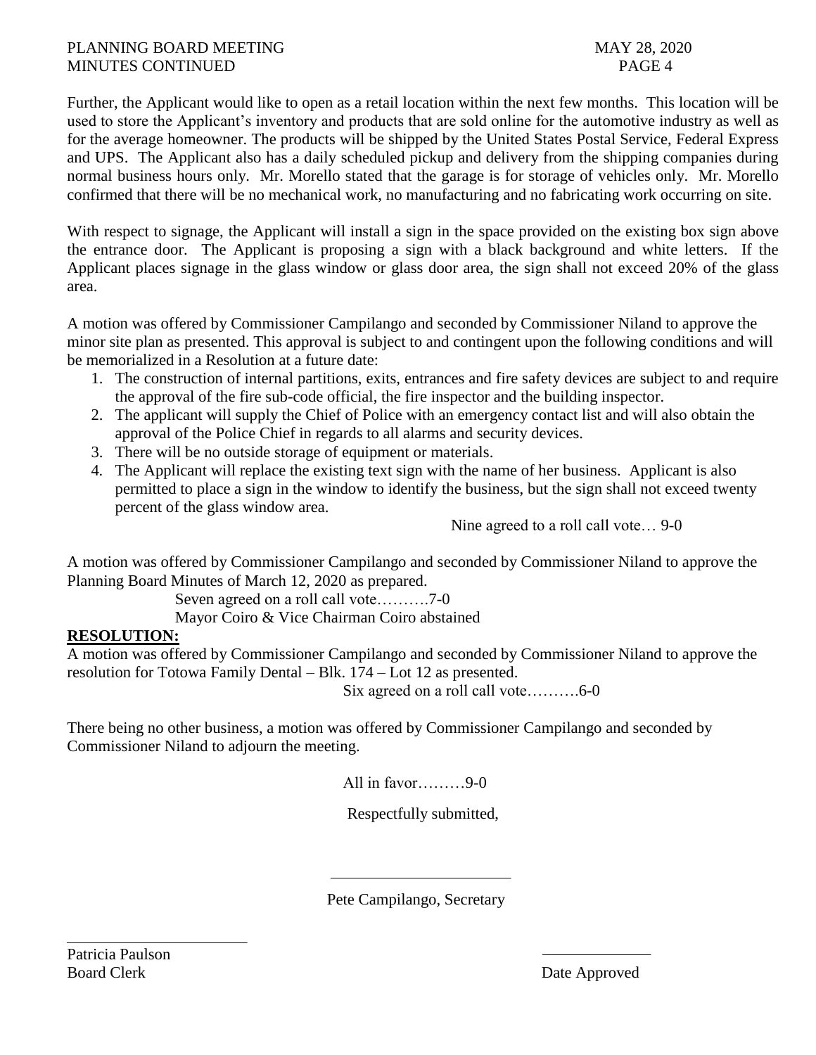Further, the Applicant would like to open as a retail location within the next few months. This location will be used to store the Applicant's inventory and products that are sold online for the automotive industry as well as for the average homeowner. The products will be shipped by the United States Postal Service, Federal Express and UPS. The Applicant also has a daily scheduled pickup and delivery from the shipping companies during normal business hours only. Mr. Morello stated that the garage is for storage of vehicles only. Mr. Morello confirmed that there will be no mechanical work, no manufacturing and no fabricating work occurring on site.

With respect to signage, the Applicant will install a sign in the space provided on the existing box sign above the entrance door. The Applicant is proposing a sign with a black background and white letters. If the Applicant places signage in the glass window or glass door area, the sign shall not exceed 20% of the glass area.

A motion was offered by Commissioner Campilango and seconded by Commissioner Niland to approve the minor site plan as presented. This approval is subject to and contingent upon the following conditions and will be memorialized in a Resolution at a future date:

1. The construction of internal partitions, exits, entrances and fire safety devices are subject to and require the approval of the fire sub-code official, the fire inspector and the building inspector.
2. The applicant will supply the Chief of Police with an emergency contact list and will also obtain the approval of the Police Chief in regards to all alarms and security devices.
3. There will be no outside storage of equipment or materials.
4. The Applicant will replace the existing text sign with the name of her business. Applicant is also permitted to place a sign in the window to identify the business, but the sign shall not exceed twenty percent of the glass window area.

Nine agreed to a roll call vote… 9-0

A motion was offered by Commissioner Campilango and seconded by Commissioner Niland to approve the Planning Board Minutes of March 12, 2020 as prepared.

Seven agreed on a roll call vote……….7-0
Mayor Coiro & Vice Chairman Coiro abstained

**RESOLUTION:**

A motion was offered by Commissioner Campilango and seconded by Commissioner Niland to approve the resolution for Totowa Family Dental – Blk. 174 – Lot 12 as presented.

Six agreed on a roll call vote……….6-0

There being no other business, a motion was offered by Commissioner Campilango and seconded by Commissioner Niland to adjourn the meeting.

All in favor………9-0

Respectfully submitted,

\_\_\_\_\_\_\_\_\_\_\_\_\_\_\_\_\_\_\_\_\_\_\_

Pete Campilango, Secretary

\_\_\_\_\_\_\_\_\_\_\_\_\_\_\_\_\_\_\_\_\_\_\_

Patricia Paulson
Board Clerk

\_\_\_\_\_\_\_\_\_\_\_\_\_

Date Approved